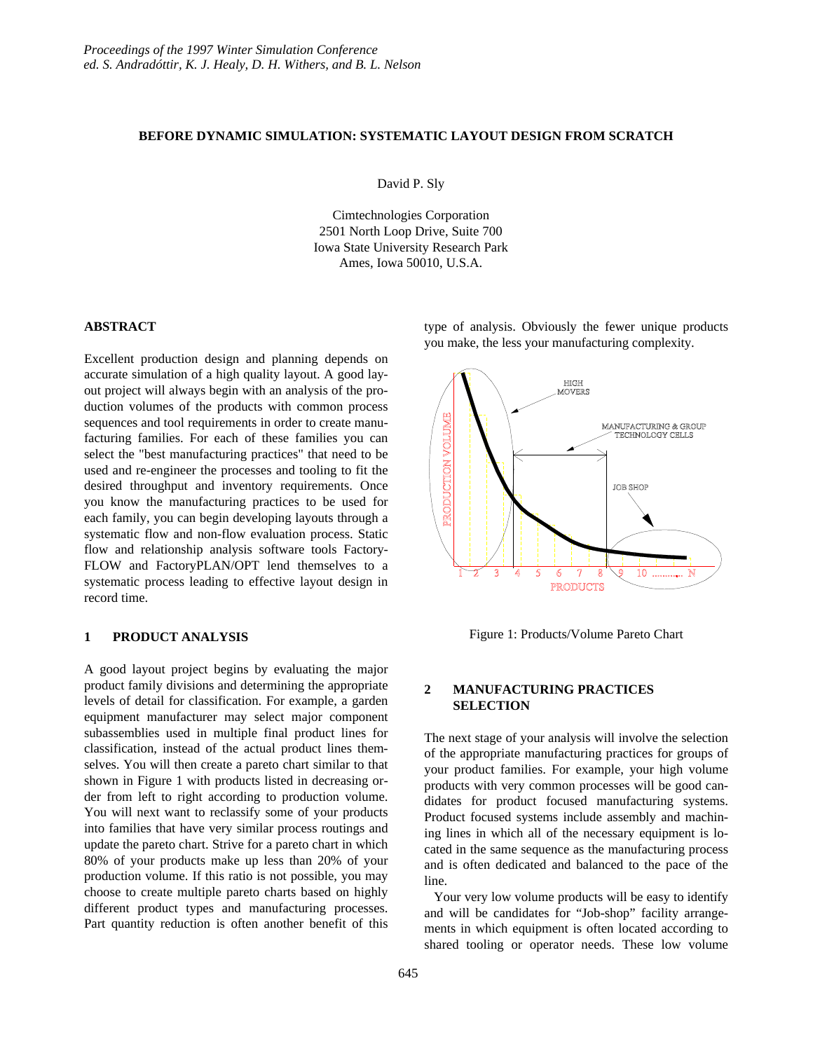Proceedings of the 1997 Winter Simulation Conference
ed. S. Andradóttir, K. J. Healy, D. H. Withers, and B. L. Nelson

# BEFORE DYNAMIC SIMULATION: SYSTEMATIC LAYOUT DESIGN FROM SCRATCH

David P. Sly

Cimtechnologies Corporation
2501 North Loop Drive, Suite 700
Iowa State University Research Park
Ames, Iowa 50010, U.S.A.

## ABSTRACT

Excellent production design and planning depends on accurate simulation of a high quality layout. A good layout project will always begin with an analysis of the production volumes of the products with common process sequences and tool requirements in order to create manufacturing families. For each of these families you can select the "best manufacturing practices" that need to be used and re-engineer the processes and tooling to fit the desired throughput and inventory requirements. Once you know the manufacturing practices to be used for each family, you can begin developing layouts through a systematic flow and non-flow evaluation process. Static flow and relationship analysis software tools Factory-FLOW and FactoryPLAN/OPT lend themselves to a systematic process leading to effective layout design in record time.

## 1 PRODUCT ANALYSIS

A good layout project begins by evaluating the major product family divisions and determining the appropriate levels of detail for classification. For example, a garden equipment manufacturer may select major component subassemblies used in multiple final product lines for classification, instead of the actual product lines themselves. You will then create a pareto chart similar to that shown in Figure 1 with products listed in decreasing order from left to right according to production volume. You will next want to reclassify some of your products into families that have very similar process routings and update the pareto chart. Strive for a pareto chart in which 80% of your products make up less than 20% of your production volume. If this ratio is not possible, you may choose to create multiple pareto charts based on highly different product types and manufacturing processes. Part quantity reduction is often another benefit of this type of analysis. Obviously the fewer unique products you make, the less your manufacturing complexity.

Figure 1: Products/Volume Pareto Chart

## 2 MANUFACTURING PRACTICES SELECTION

The next stage of your analysis will involve the selection of the appropriate manufacturing practices for groups of your product families. For example, your high volume products with very common processes will be good candidates for product focused manufacturing systems. Product focused systems include assembly and machining lines in which all of the necessary equipment is located in the same sequence as the manufacturing process and is often dedicated and balanced to the pace of the line.

Your very low volume products will be easy to identify and will be candidates for "Job-shop" facility arrangements in which equipment is often located according to shared tooling or operator needs. These low volume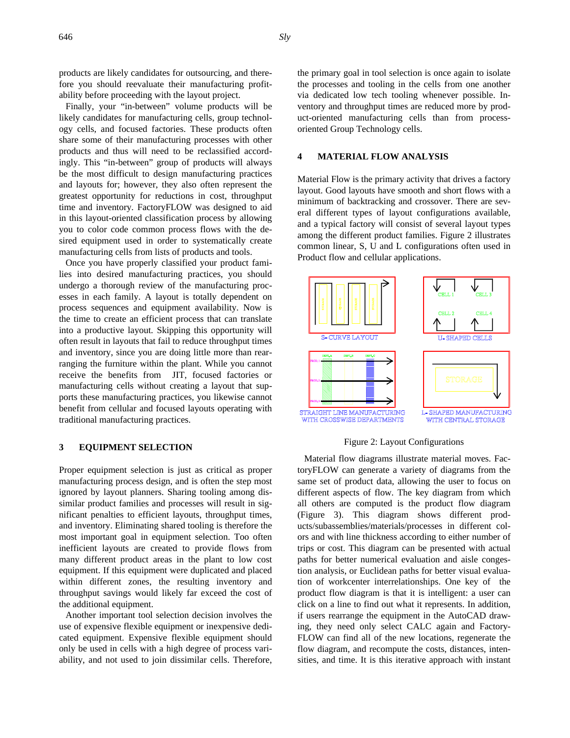products are likely candidates for outsourcing, and therefore you should reevaluate their manufacturing profitability before proceeding with the layout project.

Finally, your "in-between" volume products will be likely candidates for manufacturing cells, group technology cells, and focused factories. These products often share some of their manufacturing processes with other products and thus will need to be reclassified accordingly. This "in-between" group of products will always be the most difficult to design manufacturing practices and layouts for; however, they also often represent the greatest opportunity for reductions in cost, throughput time and inventory. FactoryFLOW was designed to aid in this layout-oriented classification process by allowing you to color code common process flows with the desired equipment used in order to systematically create manufacturing cells from lists of products and tools.

Once you have properly classified your product families into desired manufacturing practices, you should undergo a thorough review of the manufacturing processes in each family. A layout is totally dependent on process sequences and equipment availability. Now is the time to create an efficient process that can translate into a productive layout. Skipping this opportunity will often result in layouts that fail to reduce throughput times and inventory, since you are doing little more than rearranging the furniture within the plant. While you cannot receive the benefits from JIT, focused factories or manufacturing cells without creating a layout that supports these manufacturing practices, you likewise cannot benefit from cellular and focused layouts operating with traditional manufacturing practices.

## 3 EQUIPMENT SELECTION

Proper equipment selection is just as critical as proper manufacturing process design, and is often the step most ignored by layout planners. Sharing tooling among dissimilar product families and processes will result in significant penalties to efficient layouts, throughput times, and inventory. Eliminating shared tooling is therefore the most important goal in equipment selection. Too often inefficient layouts are created to provide flows from many different product areas in the plant to low cost equipment. If this equipment were duplicated and placed within different zones, the resulting inventory and throughput savings would likely far exceed the cost of the additional equipment.

Another important tool selection decision involves the use of expensive flexible equipment or inexpensive dedicated equipment. Expensive flexible equipment should only be used in cells with a high degree of process variability, and not used to join dissimilar cells. Therefore, the primary goal in tool selection is once again to isolate the processes and tooling in the cells from one another via dedicated low tech tooling whenever possible. Inventory and throughput times are reduced more by product-oriented manufacturing cells than from process-oriented Group Technology cells.

## 4 MATERIAL FLOW ANALYSIS

Material Flow is the primary activity that drives a factory layout. Good layouts have smooth and short flows with a minimum of backtracking and crossover. There are several different types of layout configurations available, and a typical factory will consist of several layout types among the different product families. Figure 2 illustrates common linear, S, U and L configurations often used in Product flow and cellular applications.

S-CURVE LAYOUT

CELL 1
CELL 3
CELL 2
CELL 4
U-SHAPED CELLS

DEPT. A
DEPT. B
DEPT. C
PROD. 1
PROD. 2
PROD. 3
STRAIGHT LINE MANUFACTURING WITH CROSSWISE DEPARTMENTS

STORAGE
L-SHAPED MANUFACTURING WITH CENTRAL STORAGE

Figure 2: Layout Configurations

Material flow diagrams illustrate material moves. FactoryFLOW can generate a variety of diagrams from the same set of product data, allowing the user to focus on different aspects of flow. The key diagram from which all others are computed is the product flow diagram (Figure 3). This diagram shows different products/subassemblies/materials/processes in different colors and with line thickness according to either number of trips or cost. This diagram can be presented with actual paths for better numerical evaluation and aisle congestion analysis, or Euclidean paths for better visual evaluation of workcenter interrelationships. One key of the product flow diagram is that it is intelligent: a user can click on a line to find out what it represents. In addition, if users rearrange the equipment in the AutoCAD drawing, they need only select CALC again and FactoryFLOW can find all of the new locations, regenerate the flow diagram, and recompute the costs, distances, intensities, and time. It is this iterative approach with instant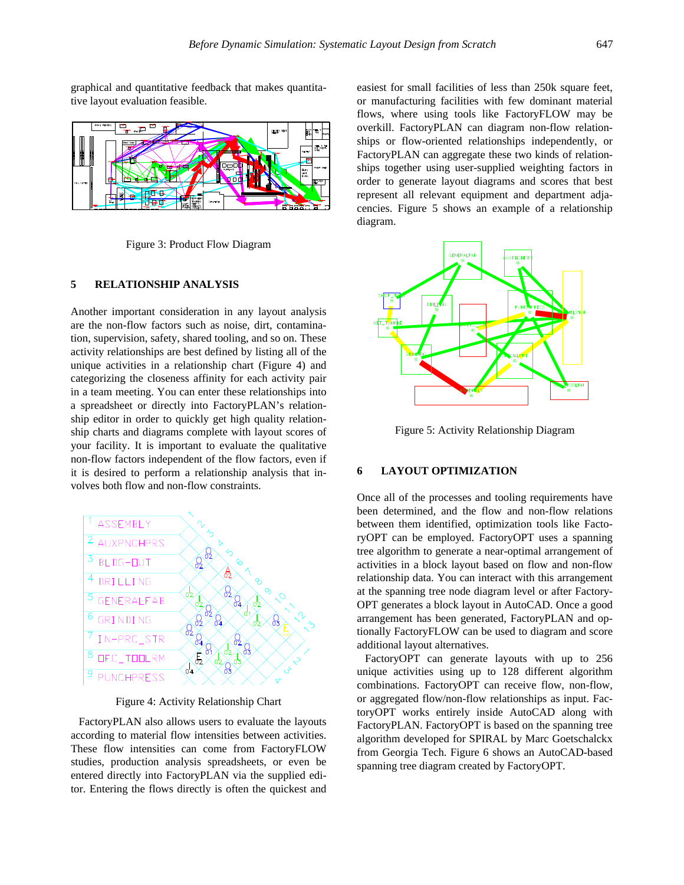graphical and quantitative feedback that makes quantitative layout evaluation feasible.

Figure 3: Product Flow Diagram

## 5 RELATIONSHIP ANALYSIS

Another important consideration in any layout analysis are the non-flow factors such as noise, dirt, contamination, supervision, safety, shared tooling, and so on. These activity relationships are best defined by listing all of the unique activities in a relationship chart (Figure 4) and categorizing the closeness affinity for each activity pair in a team meeting. You can enter these relationships into a spreadsheet or directly into FactoryPLAN's relationship editor in order to quickly get high quality relationship charts and diagrams complete with layout scores of your facility. It is important to evaluate the qualitative non-flow factors independent of the flow factors, even if it is desired to perform a relationship analysis that involves both flow and non-flow constraints.

Figure 4: Activity Relationship Chart

FactoryPLAN also allows users to evaluate the layouts according to material flow intensities between activities. These flow intensities can come from FactoryFLOW studies, production analysis spreadsheets, or even be entered directly into FactoryPLAN via the supplied editor. Entering the flows directly is often the quickest and easiest for small facilities of less than 250k square feet, or manufacturing facilities with few dominant material flows, where using tools like FactoryFLOW may be overkill. FactoryPLAN can diagram non-flow relationships or flow-oriented relationships independently, or FactoryPLAN can aggregate these two kinds of relationships together using user-supplied weighting factors in order to generate layout diagrams and scores that best represent all relevant equipment and department adjacencies. Figure 5 shows an example of a relationship diagram.

Figure 5: Activity Relationship Diagram

## 6 LAYOUT OPTIMIZATION

Once all of the processes and tooling requirements have been determined, and the flow and non-flow relations between them identified, optimization tools like FactoryOPT can be employed. FactoryOPT uses a spanning tree algorithm to generate a near-optimal arrangement of activities in a block layout based on flow and non-flow relationship data. You can interact with this arrangement at the spanning tree node diagram level or after FactoryOPT generates a block layout in AutoCAD. Once a good arrangement has been generated, FactoryPLAN and optionally FactoryFLOW can be used to diagram and score additional layout alternatives.

FactoryOPT can generate layouts with up to 256 unique activities using up to 128 different algorithm combinations. FactoryOPT can receive flow, non-flow, or aggregated flow/non-flow relationships as input. FactoryOPT works entirely inside AutoCAD along with FactoryPLAN. FactoryOPT is based on the spanning tree algorithm developed for SPIRAL by Marc Goetschalckx from Georgia Tech. Figure 6 shows an AutoCAD-based spanning tree diagram created by FactoryOPT.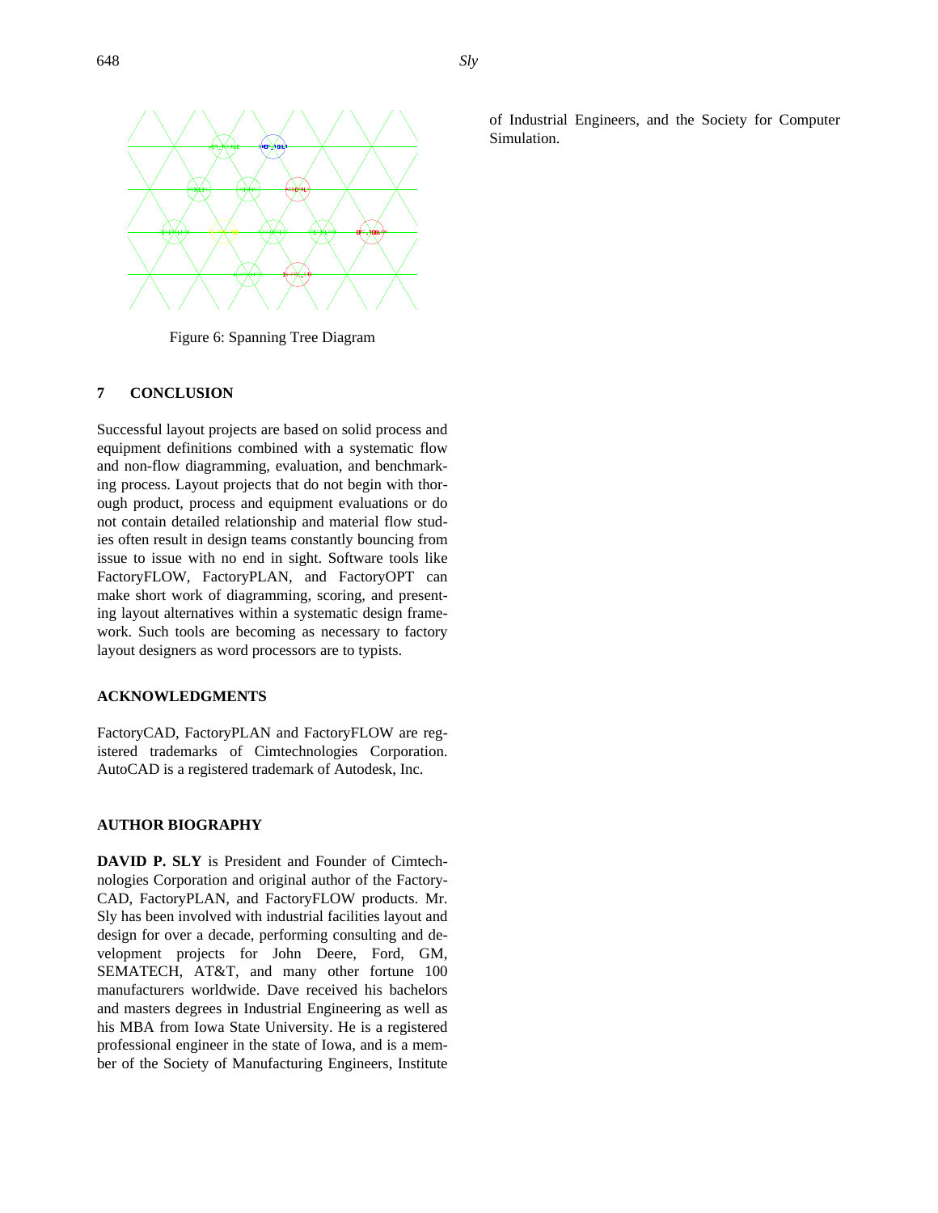Figure 6: Spanning Tree Diagram

## 7 CONCLUSION

Successful layout projects are based on solid process and equipment definitions combined with a systematic flow and non-flow diagramming, evaluation, and benchmarking process. Layout projects that do not begin with thorough product, process and equipment evaluations or do not contain detailed relationship and material flow studies often result in design teams constantly bouncing from issue to issue with no end in sight. Software tools like FactoryFLOW, FactoryPLAN, and FactoryOPT can make short work of diagramming, scoring, and presenting layout alternatives within a systematic design framework. Such tools are becoming as necessary to factory layout designers as word processors are to typists.

## ACKNOWLEDGMENTS

FactoryCAD, FactoryPLAN and FactoryFLOW are registered trademarks of Cimtechnologies Corporation. AutoCAD is a registered trademark of Autodesk, Inc.

## AUTHOR BIOGRAPHY

**DAVID P. SLY** is President and Founder of Cimtechnologies Corporation and original author of the FactoryCAD, FactoryPLAN, and FactoryFLOW products. Mr. Sly has been involved with industrial facilities layout and design for over a decade, performing consulting and development projects for John Deere, Ford, GM, SEMATECH, AT&T, and many other fortune 100 manufacturers worldwide. Dave received his bachelors and masters degrees in Industrial Engineering as well as his MBA from Iowa State University. He is a registered professional engineer in the state of Iowa, and is a member of the Society of Manufacturing Engineers, Institute of Industrial Engineers, and the Society for Computer Simulation.